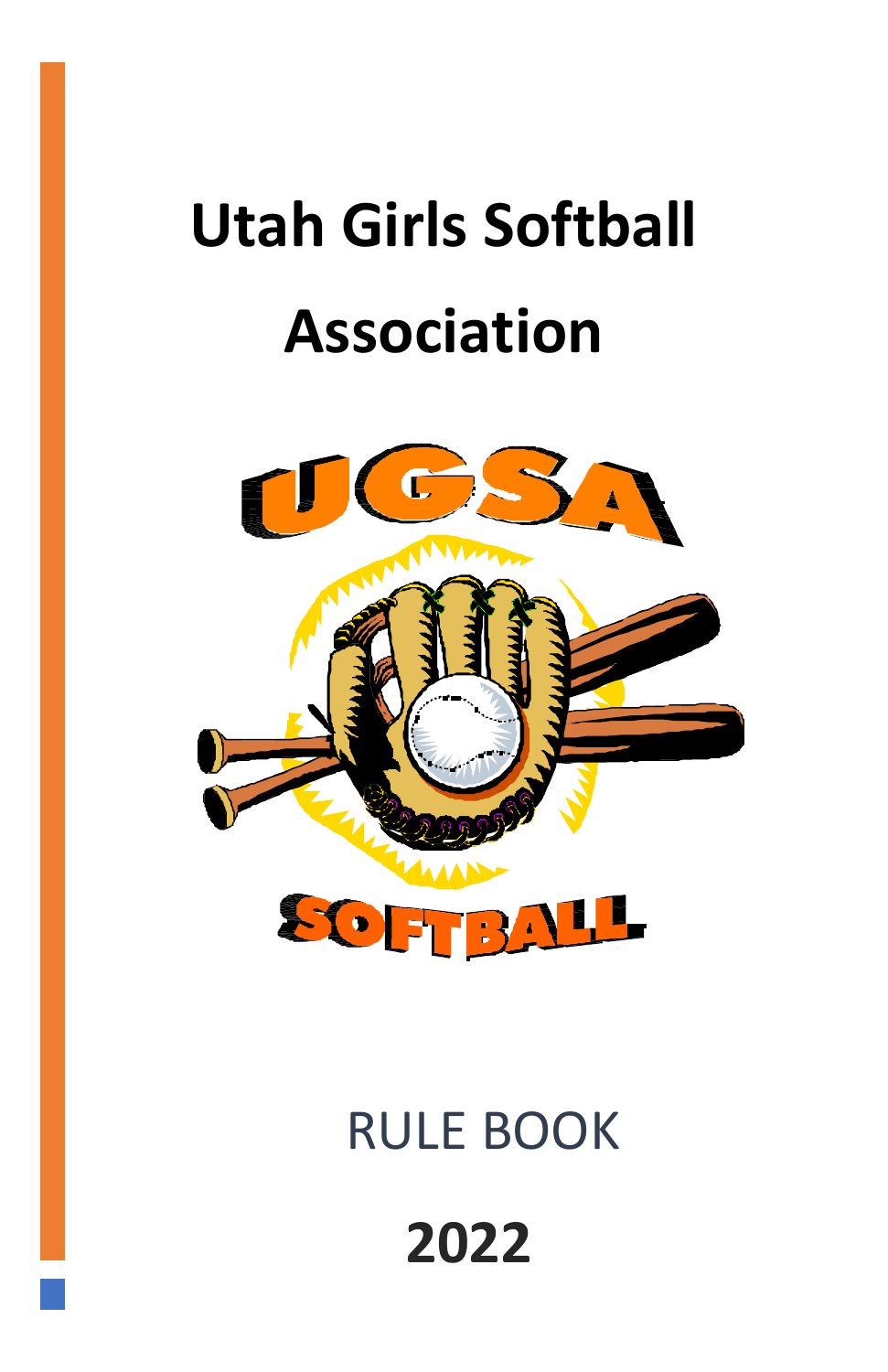# Utah Girls Softball Association

UGSA

SOFTBALL

RULE BOOK

**2022**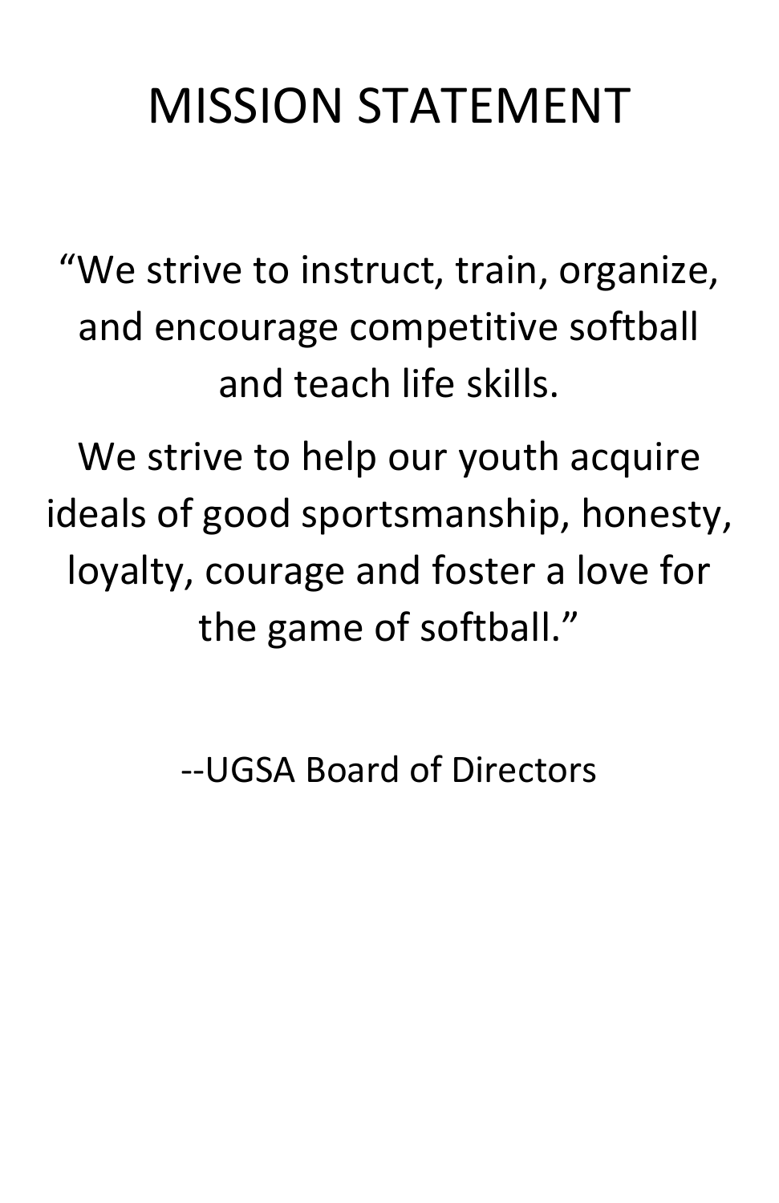# MISSION STATEMENT

"We strive to instruct, train, organize, and encourage competitive softball and teach life skills.

We strive to help our youth acquire ideals of good sportsmanship, honesty, loyalty, courage and foster a love for the game of softball."

--UGSA Board of Directors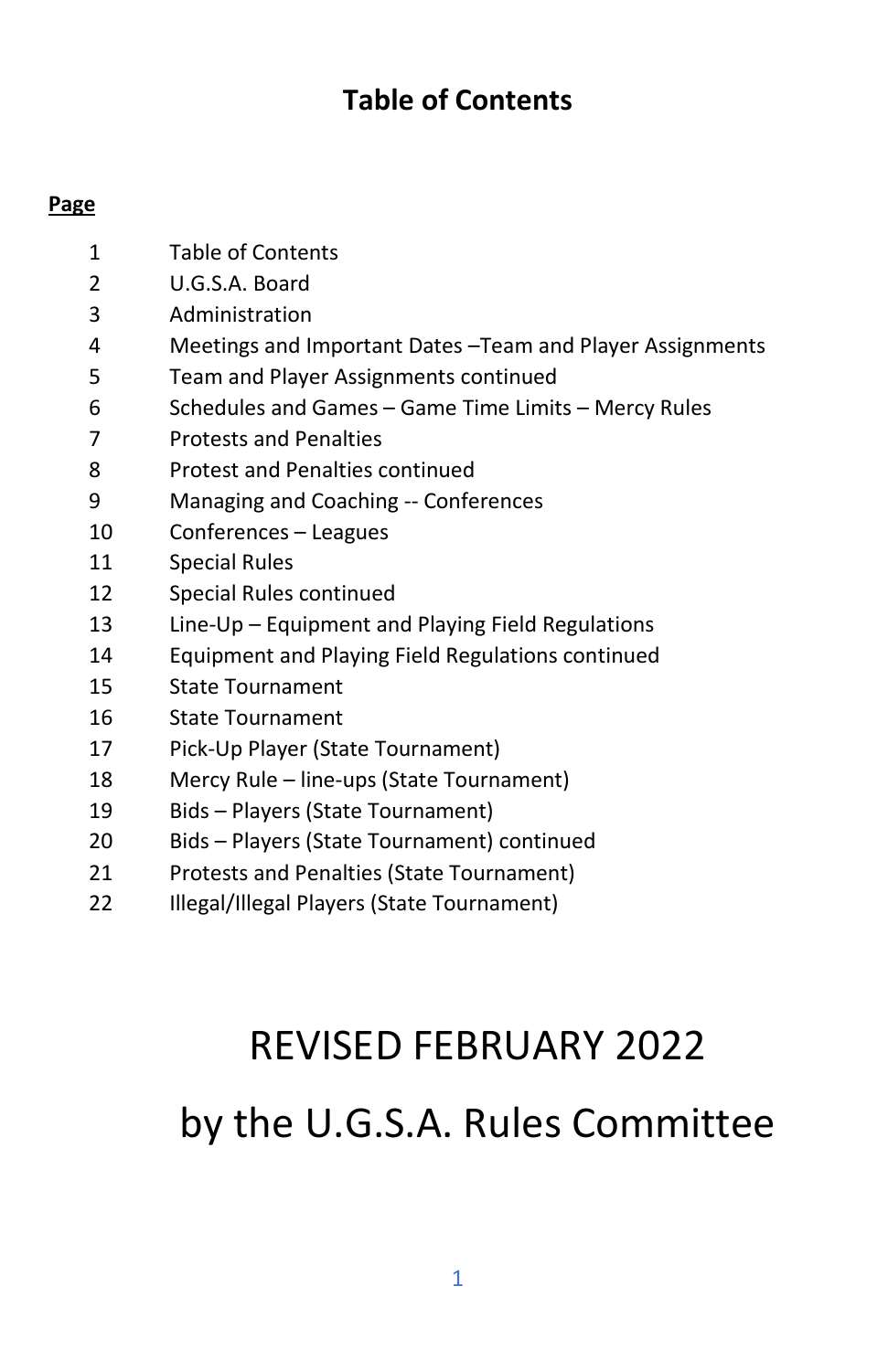## Table of Contents

| Page | |
|---|---|
| 1 | Table of Contents |
| 2 | U.G.S.A. Board |
| 3 | Administration |
| 4 | Meetings and Important Dates –Team and Player Assignments |
| 5 | Team and Player Assignments continued |
| 6 | Schedules and Games – Game Time Limits – Mercy Rules |
| 7 | Protests and Penalties |
| 8 | Protest and Penalties continued |
| 9 | Managing and Coaching -- Conferences |
| 10 | Conferences – Leagues |
| 11 | Special Rules |
| 12 | Special Rules continued |
| 13 | Line-Up – Equipment and Playing Field Regulations |
| 14 | Equipment and Playing Field Regulations continued |
| 15 | State Tournament |
| 16 | State Tournament |
| 17 | Pick-Up Player (State Tournament) |
| 18 | Mercy Rule – line-ups (State Tournament) |
| 19 | Bids – Players (State Tournament) |
| 20 | Bids – Players (State Tournament) continued |
| 21 | Protests and Penalties (State Tournament) |
| 22 | Illegal/Illegal Players (State Tournament) |

# REVISED FEBRUARY 2022

# by the U.G.S.A. Rules Committee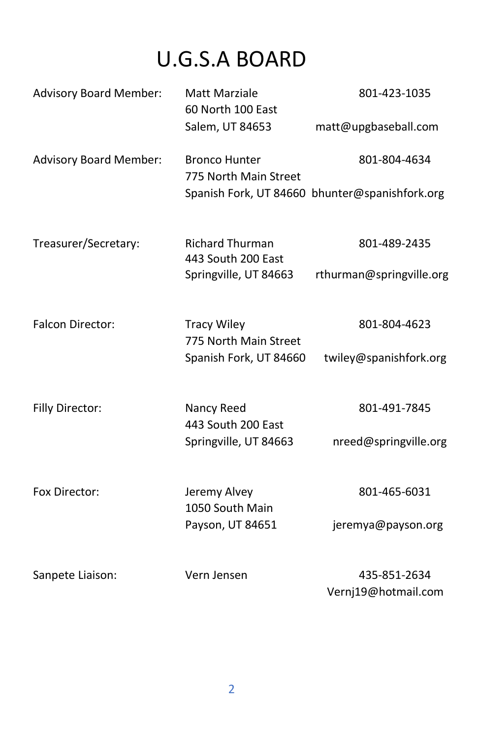# U.G.S.A BOARD

| | | |
|---|---|---|
| Advisory Board Member: | Matt Marziale<br>60 North 100 East<br>Salem, UT 84653 | 801-423-1035<br>matt@upgbaseball.com |
| Advisory Board Member: | Bronco Hunter<br>775 North Main Street<br>Spanish Fork, UT 84660 | 801-804-4634<br>bhunter@spanishfork.org |
| Treasurer/Secretary: | Richard Thurman<br>443 South 200 East<br>Springville, UT 84663 | 801-489-2435<br>rthurman@springville.org |
| Falcon Director: | Tracy Wiley<br>775 North Main Street<br>Spanish Fork, UT 84660 | 801-804-4623<br>twiley@spanishfork.org |
| Filly Director: | Nancy Reed<br>443 South 200 East<br>Springville, UT 84663 | 801-491-7845<br>nreed@springville.org |
| Fox Director: | Jeremy Alvey<br>1050 South Main<br>Payson, UT 84651 | 801-465-6031<br>jeremya@payson.org |
| Sanpete Liaison: | Vern Jensen | 435-851-2634<br>Vernj19@hotmail.com |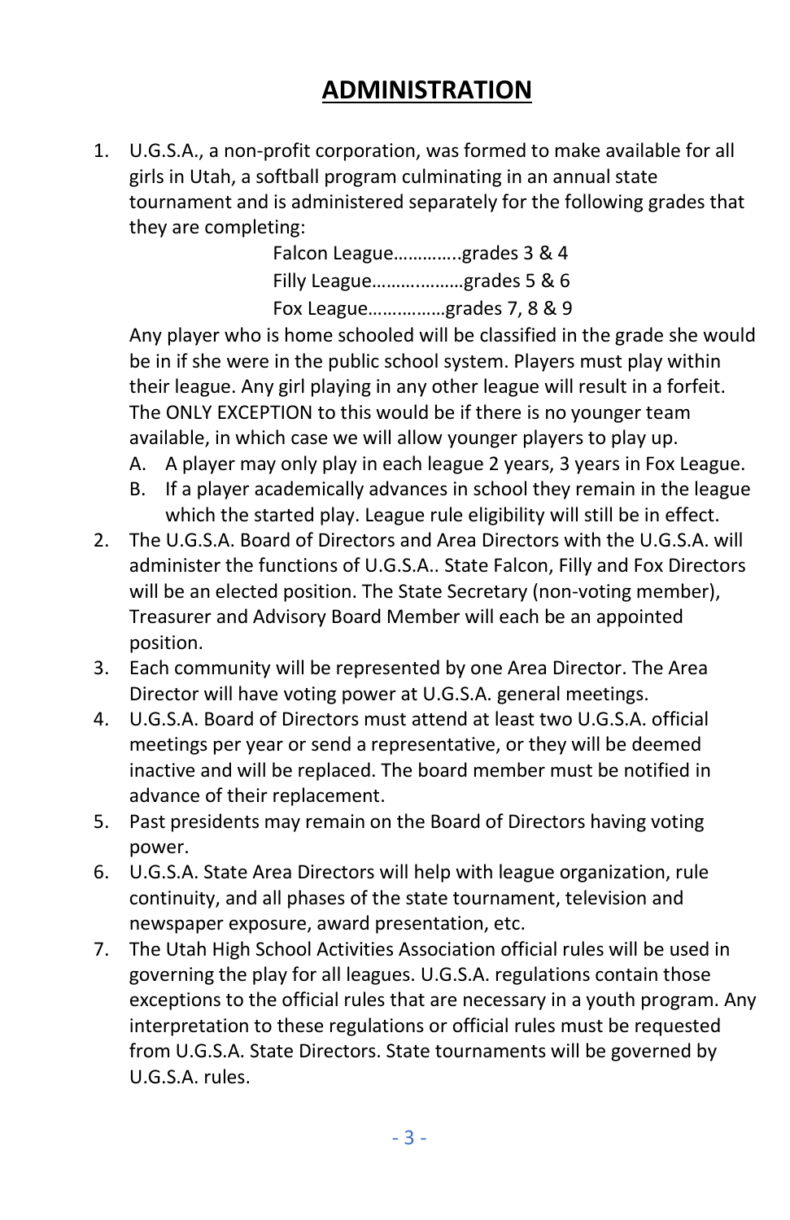# ADMINISTRATION

1. U.G.S.A., a non-profit corporation, was formed to make available for all girls in Utah, a softball program culminating in an annual state tournament and is administered separately for the following grades that they are completing:

   Falcon League…………..grades 3 & 4
   Filly League……..………grades 5 & 6
   Fox League…………….grades 7, 8 & 9

   Any player who is home schooled will be classified in the grade she would be in if she were in the public school system. Players must play within their league. Any girl playing in any other league will result in a forfeit. The ONLY EXCEPTION to this would be if there is no younger team available, in which case we will allow younger players to play up.

   A. A player may only play in each league 2 years, 3 years in Fox League.
   B. If a player academically advances in school they remain in the league which the started play. League rule eligibility will still be in effect.
2. The U.G.S.A. Board of Directors and Area Directors with the U.G.S.A. will administer the functions of U.G.S.A.. State Falcon, Filly and Fox Directors will be an elected position. The State Secretary (non-voting member), Treasurer and Advisory Board Member will each be an appointed position.
3. Each community will be represented by one Area Director. The Area Director will have voting power at U.G.S.A. general meetings.
4. U.G.S.A. Board of Directors must attend at least two U.G.S.A. official meetings per year or send a representative, or they will be deemed inactive and will be replaced. The board member must be notified in advance of their replacement.
5. Past presidents may remain on the Board of Directors having voting power.
6. U.G.S.A. State Area Directors will help with league organization, rule continuity, and all phases of the state tournament, television and newspaper exposure, award presentation, etc.
7. The Utah High School Activities Association official rules will be used in governing the play for all leagues. U.G.S.A. regulations contain those exceptions to the official rules that are necessary in a youth program. Any interpretation to these regulations or official rules must be requested from U.G.S.A. State Directors. State tournaments will be governed by U.G.S.A. rules.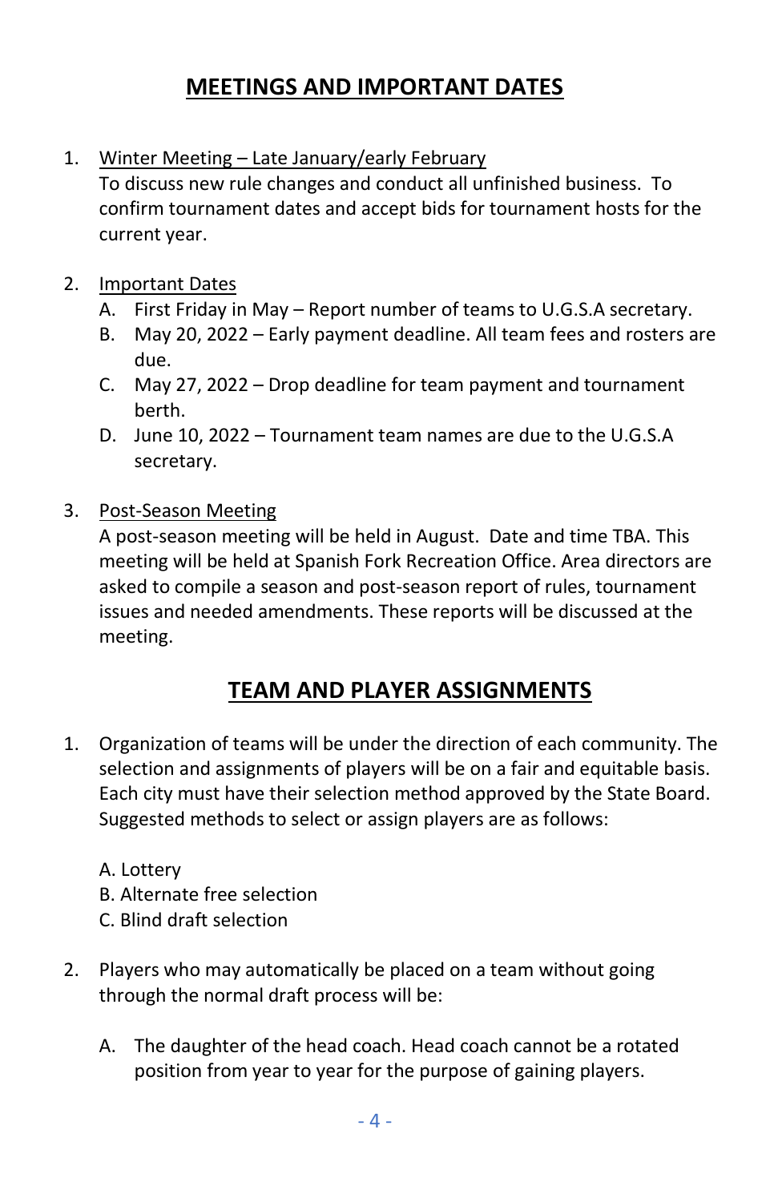## MEETINGS AND IMPORTANT DATES

1. Winter Meeting – Late January/early February
   To discuss new rule changes and conduct all unfinished business. To confirm tournament dates and accept bids for tournament hosts for the current year.

2. Important Dates
   A. First Friday in May – Report number of teams to U.G.S.A secretary.
   B. May 20, 2022 – Early payment deadline. All team fees and rosters are due.
   C. May 27, 2022 – Drop deadline for team payment and tournament berth.
   D. June 10, 2022 – Tournament team names are due to the U.G.S.A secretary.

3. Post-Season Meeting
   A post-season meeting will be held in August. Date and time TBA. This meeting will be held at Spanish Fork Recreation Office. Area directors are asked to compile a season and post-season report of rules, tournament issues and needed amendments. These reports will be discussed at the meeting.

## TEAM AND PLAYER ASSIGNMENTS

1. Organization of teams will be under the direction of each community. The selection and assignments of players will be on a fair and equitable basis. Each city must have their selection method approved by the State Board. Suggested methods to select or assign players are as follows:

   A. Lottery
   B. Alternate free selection
   C. Blind draft selection

2. Players who may automatically be placed on a team without going through the normal draft process will be:

   A. The daughter of the head coach. Head coach cannot be a rotated position from year to year for the purpose of gaining players.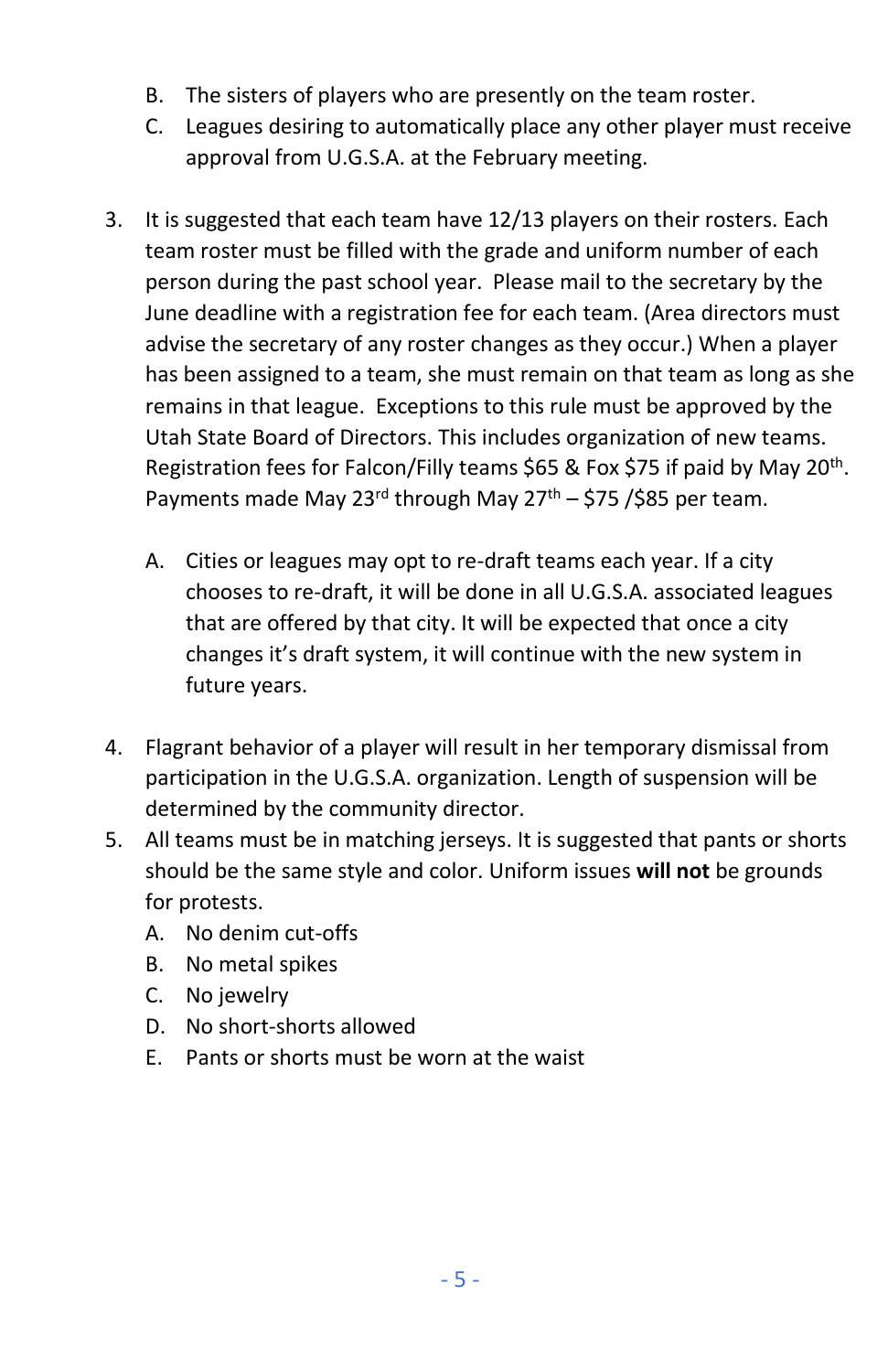B. The sisters of players who are presently on the team roster.
C. Leagues desiring to automatically place any other player must receive approval from U.G.S.A. at the February meeting.

3. It is suggested that each team have 12/13 players on their rosters. Each team roster must be filled with the grade and uniform number of each person during the past school year. Please mail to the secretary by the June deadline with a registration fee for each team. (Area directors must advise the secretary of any roster changes as they occur.) When a player has been assigned to a team, she must remain on that team as long as she remains in that league. Exceptions to this rule must be approved by the Utah State Board of Directors. This includes organization of new teams. Registration fees for Falcon/Filly teams $65 & Fox $75 if paid by May 20th. Payments made May 23rd through May 27th – $75 /$85 per team.

   A. Cities or leagues may opt to re-draft teams each year. If a city chooses to re-draft, it will be done in all U.G.S.A. associated leagues that are offered by that city. It will be expected that once a city changes it's draft system, it will continue with the new system in future years.

4. Flagrant behavior of a player will result in her temporary dismissal from participation in the U.G.S.A. organization. Length of suspension will be determined by the community director.
5. All teams must be in matching jerseys. It is suggested that pants or shorts should be the same style and color. Uniform issues **will not** be grounds for protests.
   A. No denim cut-offs
   B. No metal spikes
   C. No jewelry
   D. No short-shorts allowed
   E. Pants or shorts must be worn at the waist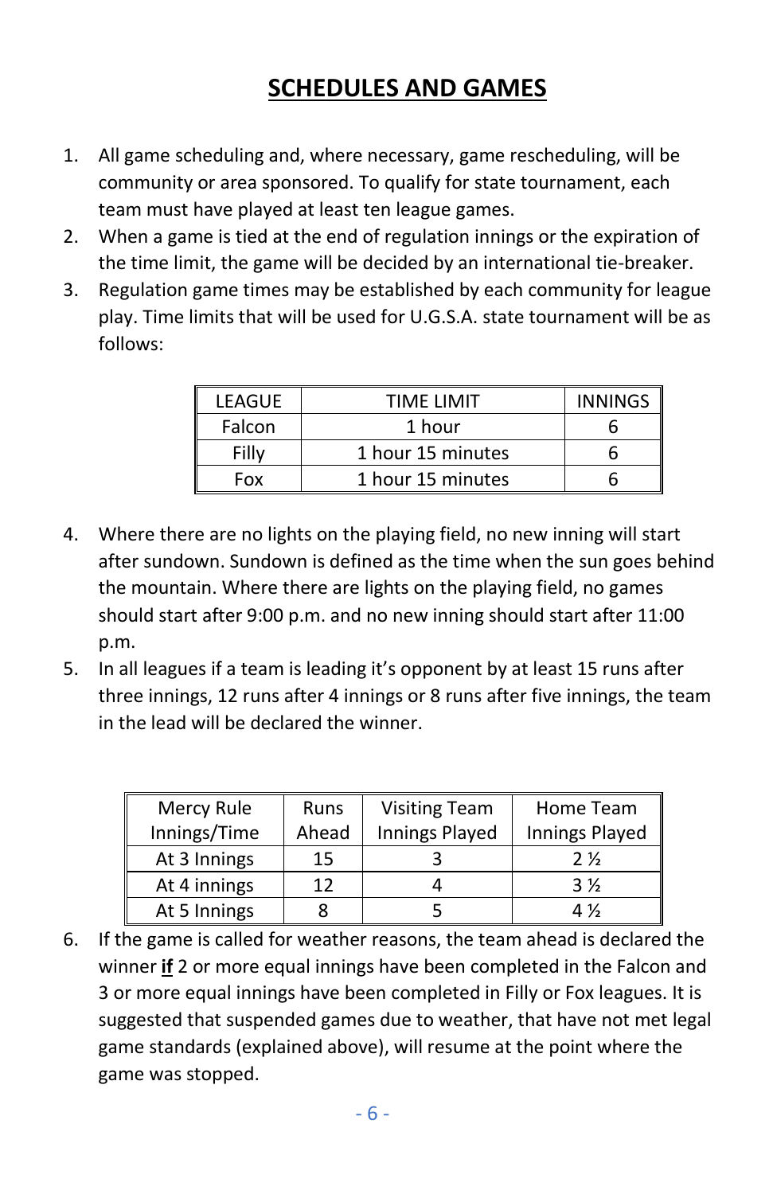# SCHEDULES AND GAMES

1. All game scheduling and, where necessary, game rescheduling, will be community or area sponsored. To qualify for state tournament, each team must have played at least ten league games.
2. When a game is tied at the end of regulation innings or the expiration of the time limit, the game will be decided by an international tie-breaker.
3. Regulation game times may be established by each community for league play. Time limits that will be used for U.G.S.A. state tournament will be as follows:

| LEAGUE | TIME LIMIT | INNINGS |
|---|---|---|
| Falcon | 1 hour | 6 |
| Filly | 1 hour 15 minutes | 6 |
| Fox | 1 hour 15 minutes | 6 |

4. Where there are no lights on the playing field, no new inning will start after sundown. Sundown is defined as the time when the sun goes behind the mountain. Where there are lights on the playing field, no games should start after 9:00 p.m. and no new inning should start after 11:00 p.m.
5. In all leagues if a team is leading it's opponent by at least 15 runs after three innings, 12 runs after 4 innings or 8 runs after five innings, the team in the lead will be declared the winner.

| Mercy Rule Innings/Time | Runs Ahead | Visiting Team Innings Played | Home Team Innings Played |
|---|---|---|---|
| At 3 Innings | 15 | 3 | 2 ½ |
| At 4 innings | 12 | 4 | 3 ½ |
| At 5 Innings | 8 | 5 | 4 ½ |

6. If the game is called for weather reasons, the team ahead is declared the winner **if** 2 or more equal innings have been completed in the Falcon and 3 or more equal innings have been completed in Filly or Fox leagues. It is suggested that suspended games due to weather, that have not met legal game standards (explained above), will resume at the point where the game was stopped.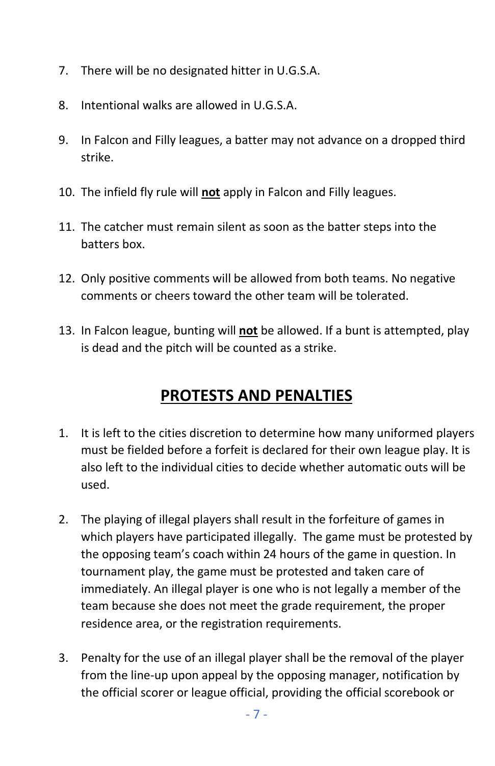7. There will be no designated hitter in U.G.S.A.

8. Intentional walks are allowed in U.G.S.A.

9. In Falcon and Filly leagues, a batter may not advance on a dropped third strike.

10. The infield fly rule will **not** apply in Falcon and Filly leagues.

11. The catcher must remain silent as soon as the batter steps into the batters box.

12. Only positive comments will be allowed from both teams. No negative comments or cheers toward the other team will be tolerated.

13. In Falcon league, bunting will **not** be allowed. If a bunt is attempted, play is dead and the pitch will be counted as a strike.

## PROTESTS AND PENALTIES

1. It is left to the cities discretion to determine how many uniformed players must be fielded before a forfeit is declared for their own league play. It is also left to the individual cities to decide whether automatic outs will be used.

2. The playing of illegal players shall result in the forfeiture of games in which players have participated illegally. The game must be protested by the opposing team's coach within 24 hours of the game in question. In tournament play, the game must be protested and taken care of immediately. An illegal player is one who is not legally a member of the team because she does not meet the grade requirement, the proper residence area, or the registration requirements.

3. Penalty for the use of an illegal player shall be the removal of the player from the line-up upon appeal by the opposing manager, notification by the official scorer or league official, providing the official scorebook or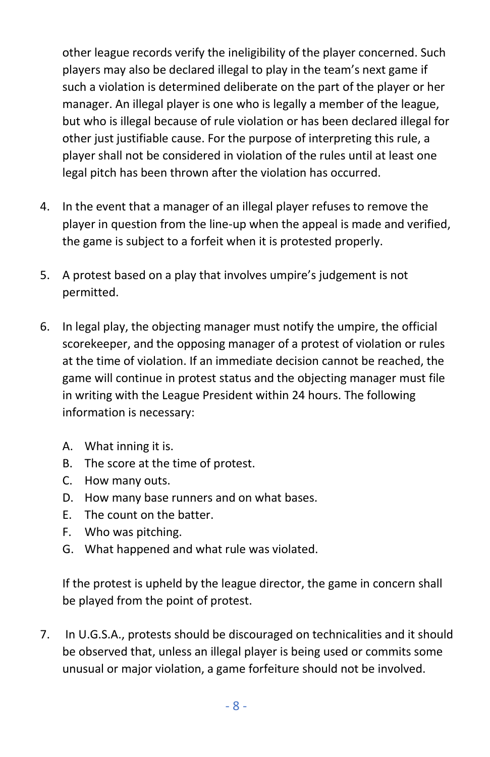other league records verify the ineligibility of the player concerned. Such players may also be declared illegal to play in the team's next game if such a violation is determined deliberate on the part of the player or her manager. An illegal player is one who is legally a member of the league, but who is illegal because of rule violation or has been declared illegal for other just justifiable cause. For the purpose of interpreting this rule, a player shall not be considered in violation of the rules until at least one legal pitch has been thrown after the violation has occurred.

4. In the event that a manager of an illegal player refuses to remove the player in question from the line-up when the appeal is made and verified, the game is subject to a forfeit when it is protested properly.

5. A protest based on a play that involves umpire's judgement is not permitted.

6. In legal play, the objecting manager must notify the umpire, the official scorekeeper, and the opposing manager of a protest of violation or rules at the time of violation. If an immediate decision cannot be reached, the game will continue in protest status and the objecting manager must file in writing with the League President within 24 hours. The following information is necessary:

   A. What inning it is.
   B. The score at the time of protest.
   C. How many outs.
   D. How many base runners and on what bases.
   E. The count on the batter.
   F. Who was pitching.
   G. What happened and what rule was violated.

   If the protest is upheld by the league director, the game in concern shall be played from the point of protest.

7. In U.G.S.A., protests should be discouraged on technicalities and it should be observed that, unless an illegal player is being used or commits some unusual or major violation, a game forfeiture should not be involved.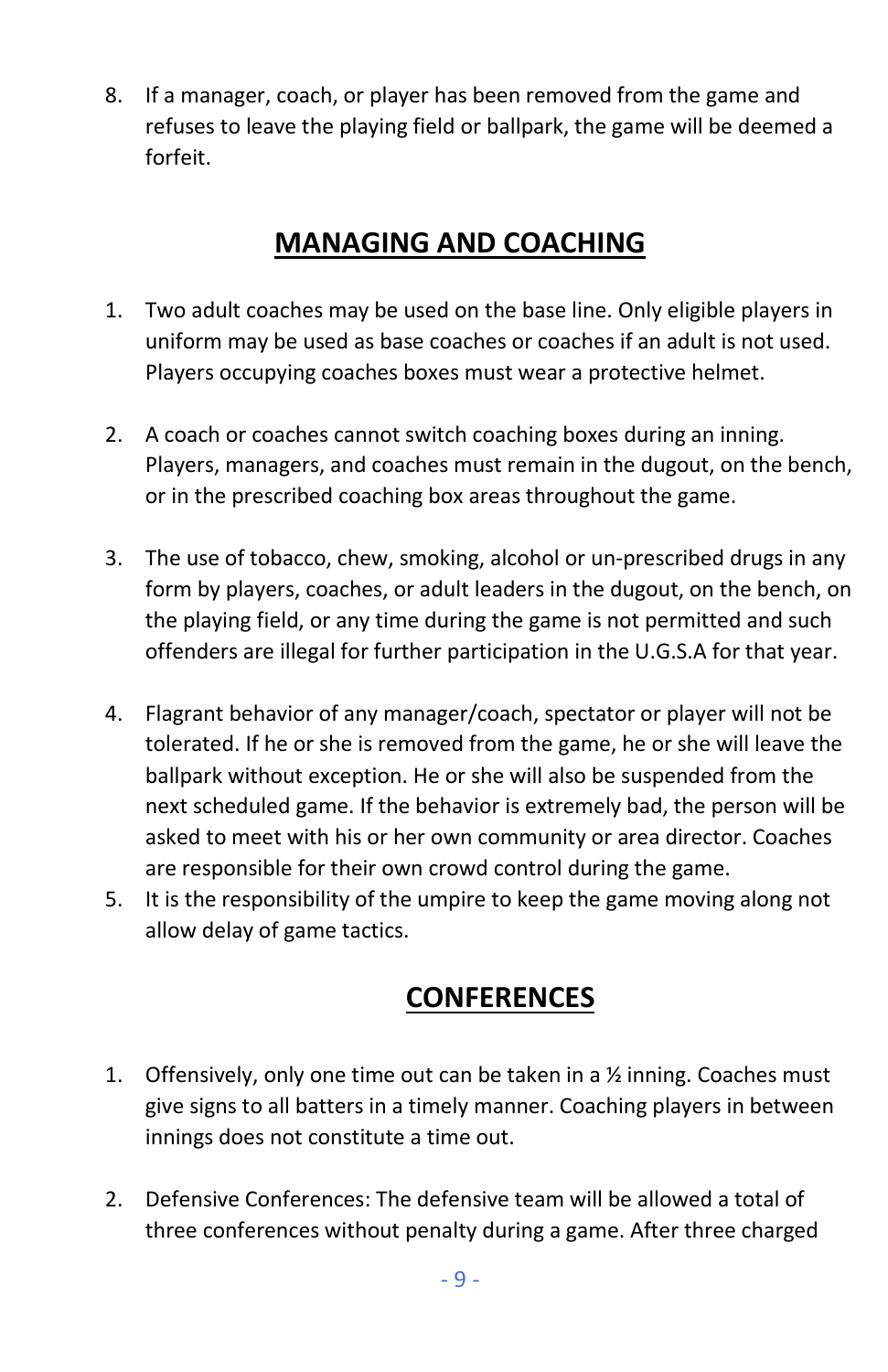8. If a manager, coach, or player has been removed from the game and refuses to leave the playing field or ballpark, the game will be deemed a forfeit.

## MANAGING AND COACHING

1. Two adult coaches may be used on the base line. Only eligible players in uniform may be used as base coaches or coaches if an adult is not used. Players occupying coaches boxes must wear a protective helmet.

2. A coach or coaches cannot switch coaching boxes during an inning. Players, managers, and coaches must remain in the dugout, on the bench, or in the prescribed coaching box areas throughout the game.

3. The use of tobacco, chew, smoking, alcohol or un-prescribed drugs in any form by players, coaches, or adult leaders in the dugout, on the bench, on the playing field, or any time during the game is not permitted and such offenders are illegal for further participation in the U.G.S.A for that year.

4. Flagrant behavior of any manager/coach, spectator or player will not be tolerated. If he or she is removed from the game, he or she will leave the ballpark without exception. He or she will also be suspended from the next scheduled game. If the behavior is extremely bad, the person will be asked to meet with his or her own community or area director. Coaches are responsible for their own crowd control during the game.
5. It is the responsibility of the umpire to keep the game moving along not allow delay of game tactics.

## CONFERENCES

1. Offensively, only one time out can be taken in a ½ inning. Coaches must give signs to all batters in a timely manner. Coaching players in between innings does not constitute a time out.

2. Defensive Conferences: The defensive team will be allowed a total of three conferences without penalty during a game. After three charged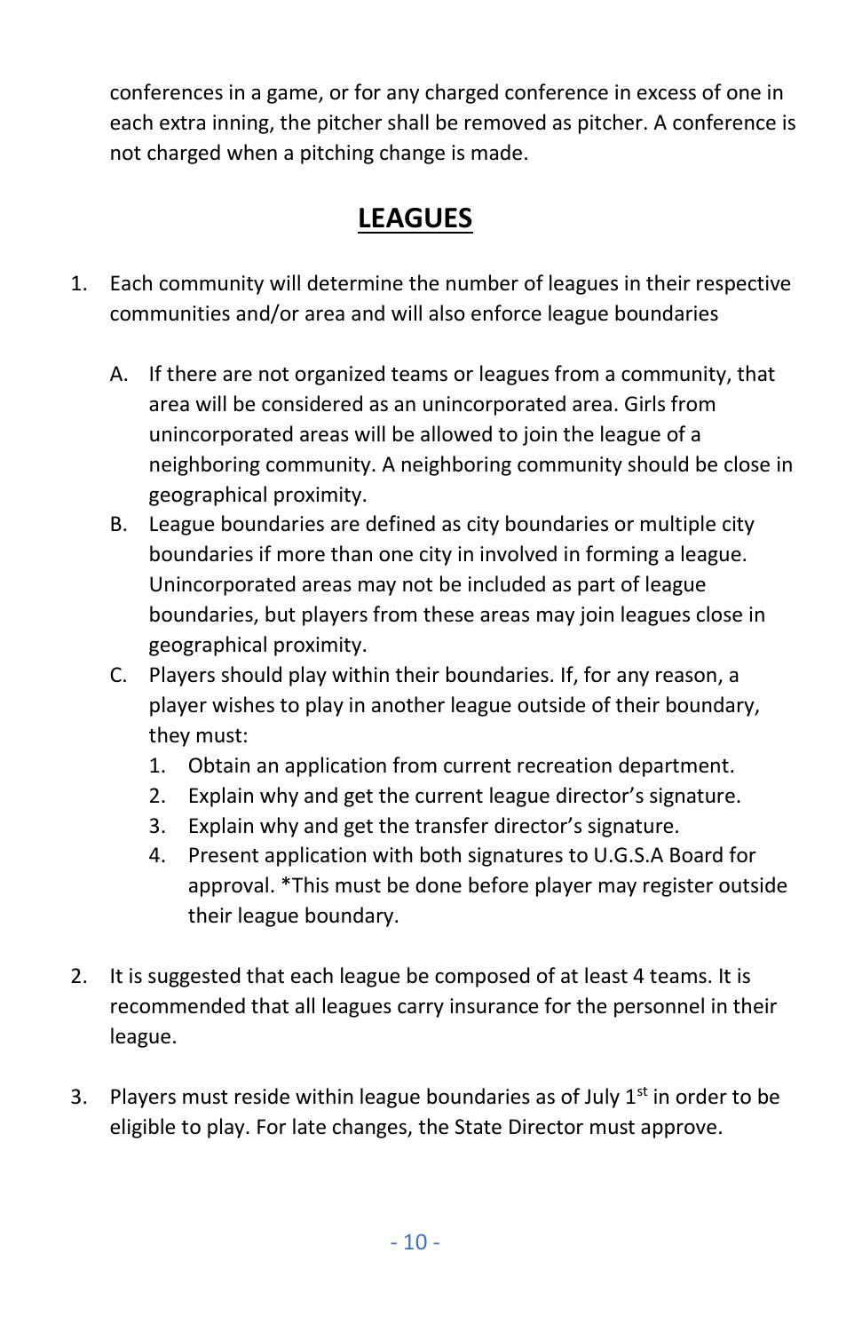conferences in a game, or for any charged conference in excess of one in each extra inning, the pitcher shall be removed as pitcher. A conference is not charged when a pitching change is made.

## LEAGUES

1. Each community will determine the number of leagues in their respective communities and/or area and will also enforce league boundaries

   A. If there are not organized teams or leagues from a community, that area will be considered as an unincorporated area. Girls from unincorporated areas will be allowed to join the league of a neighboring community. A neighboring community should be close in geographical proximity.

   B. League boundaries are defined as city boundaries or multiple city boundaries if more than one city in involved in forming a league. Unincorporated areas may not be included as part of league boundaries, but players from these areas may join leagues close in geographical proximity.

   C. Players should play within their boundaries. If, for any reason, a player wishes to play in another league outside of their boundary, they must:

      1. Obtain an application from current recreation department.
      2. Explain why and get the current league director's signature.
      3. Explain why and get the transfer director's signature.
      4. Present application with both signatures to U.G.S.A Board for approval. *This must be done before player may register outside their league boundary.

2. It is suggested that each league be composed of at least 4 teams. It is recommended that all leagues carry insurance for the personnel in their league.

3. Players must reside within league boundaries as of July 1st in order to be eligible to play. For late changes, the State Director must approve.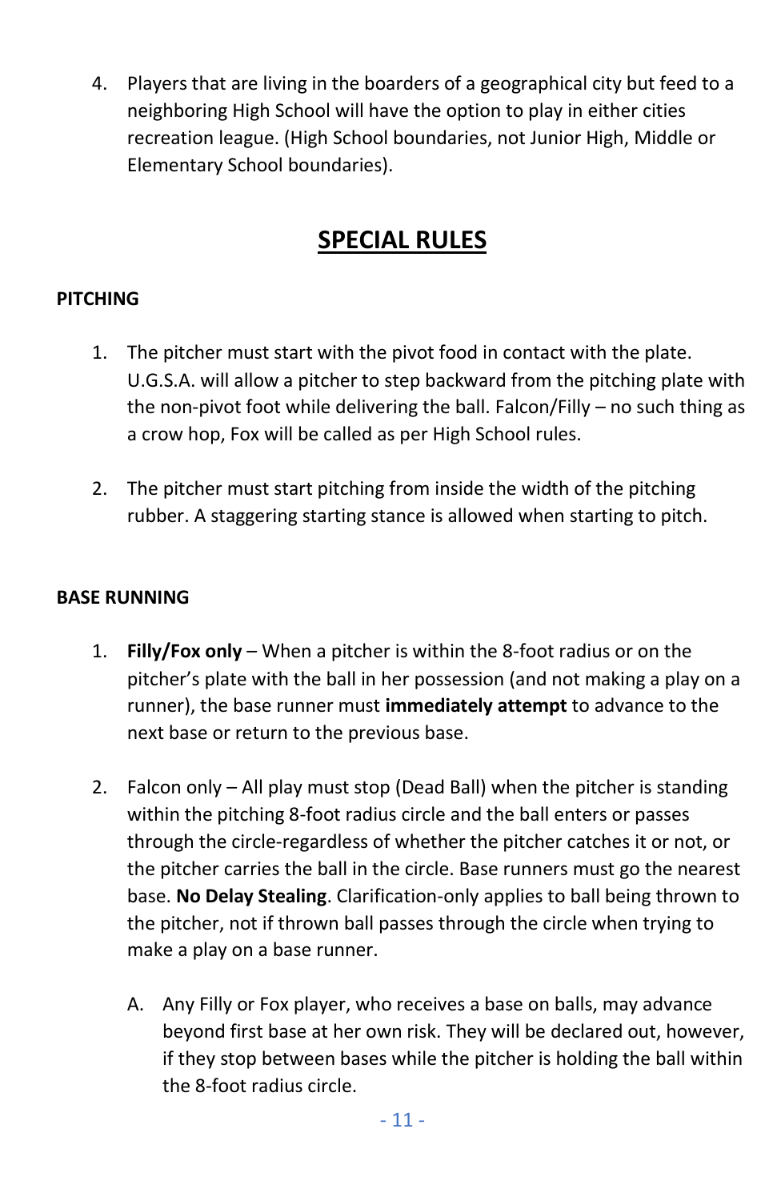4. Players that are living in the boarders of a geographical city but feed to a neighboring High School will have the option to play in either cities recreation league. (High School boundaries, not Junior High, Middle or Elementary School boundaries).

## SPECIAL RULES

### PITCHING

1. The pitcher must start with the pivot food in contact with the plate. U.G.S.A. will allow a pitcher to step backward from the pitching plate with the non-pivot foot while delivering the ball. Falcon/Filly – no such thing as a crow hop, Fox will be called as per High School rules.

2. The pitcher must start pitching from inside the width of the pitching rubber. A staggering starting stance is allowed when starting to pitch.

### BASE RUNNING

1. **Filly/Fox only** – When a pitcher is within the 8-foot radius or on the pitcher's plate with the ball in her possession (and not making a play on a runner), the base runner must **immediately attempt** to advance to the next base or return to the previous base.

2. Falcon only – All play must stop (Dead Ball) when the pitcher is standing within the pitching 8-foot radius circle and the ball enters or passes through the circle-regardless of whether the pitcher catches it or not, or the pitcher carries the ball in the circle. Base runners must go the nearest base. **No Delay Stealing**. Clarification-only applies to ball being thrown to the pitcher, not if thrown ball passes through the circle when trying to make a play on a base runner.

   A. Any Filly or Fox player, who receives a base on balls, may advance beyond first base at her own risk. They will be declared out, however, if they stop between bases while the pitcher is holding the ball within the 8-foot radius circle.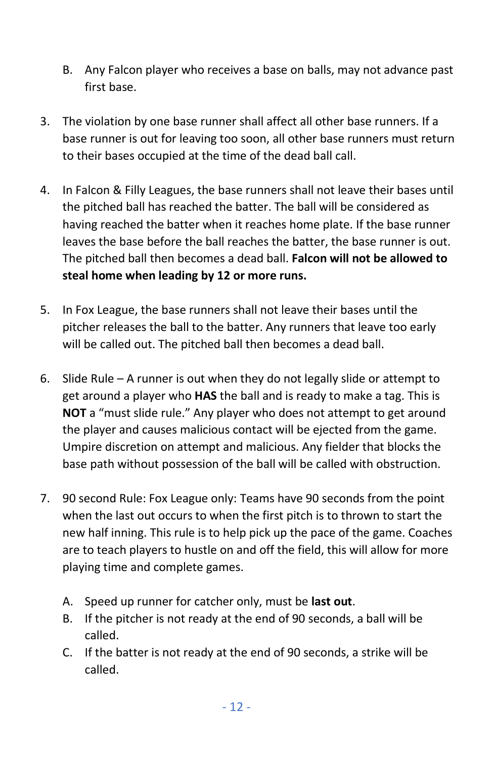B. Any Falcon player who receives a base on balls, may not advance past first base.

3. The violation by one base runner shall affect all other base runners. If a base runner is out for leaving too soon, all other base runners must return to their bases occupied at the time of the dead ball call.

4. In Falcon & Filly Leagues, the base runners shall not leave their bases until the pitched ball has reached the batter. The ball will be considered as having reached the batter when it reaches home plate. If the base runner leaves the base before the ball reaches the batter, the base runner is out. The pitched ball then becomes a dead ball. **Falcon will not be allowed to steal home when leading by 12 or more runs.**

5. In Fox League, the base runners shall not leave their bases until the pitcher releases the ball to the batter. Any runners that leave too early will be called out. The pitched ball then becomes a dead ball.

6. Slide Rule – A runner is out when they do not legally slide or attempt to get around a player who **HAS** the ball and is ready to make a tag. This is **NOT** a "must slide rule." Any player who does not attempt to get around the player and causes malicious contact will be ejected from the game. Umpire discretion on attempt and malicious. Any fielder that blocks the base path without possession of the ball will be called with obstruction.

7. 90 second Rule: Fox League only: Teams have 90 seconds from the point when the last out occurs to when the first pitch is to thrown to start the new half inning. This rule is to help pick up the pace of the game. Coaches are to teach players to hustle on and off the field, this will allow for more playing time and complete games.

   A. Speed up runner for catcher only, must be **last out**.
   B. If the pitcher is not ready at the end of 90 seconds, a ball will be called.
   C. If the batter is not ready at the end of 90 seconds, a strike will be called.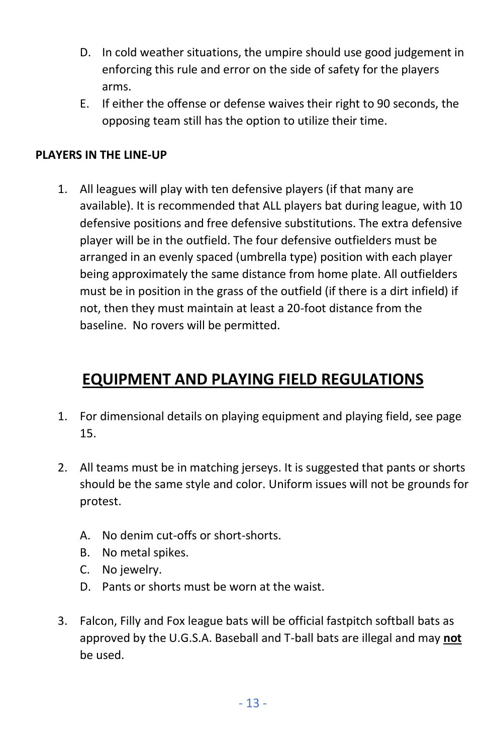D. In cold weather situations, the umpire should use good judgement in enforcing this rule and error on the side of safety for the players arms.

E. If either the offense or defense waives their right to 90 seconds, the opposing team still has the option to utilize their time.

**PLAYERS IN THE LINE-UP**

1. All leagues will play with ten defensive players (if that many are available). It is recommended that ALL players bat during league, with 10 defensive positions and free defensive substitutions. The extra defensive player will be in the outfield. The four defensive outfielders must be arranged in an evenly spaced (umbrella type) position with each player being approximately the same distance from home plate. All outfielders must be in position in the grass of the outfield (if there is a dirt infield) if not, then they must maintain at least a 20-foot distance from the baseline. No rovers will be permitted.

## EQUIPMENT AND PLAYING FIELD REGULATIONS

1. For dimensional details on playing equipment and playing field, see page 15.

2. All teams must be in matching jerseys. It is suggested that pants or shorts should be the same style and color. Uniform issues will not be grounds for protest.

   A. No denim cut-offs or short-shorts.
   B. No metal spikes.
   C. No jewelry.
   D. Pants or shorts must be worn at the waist.

3. Falcon, Filly and Fox league bats will be official fastpitch softball bats as approved by the U.G.S.A. Baseball and T-ball bats are illegal and may **not** be used.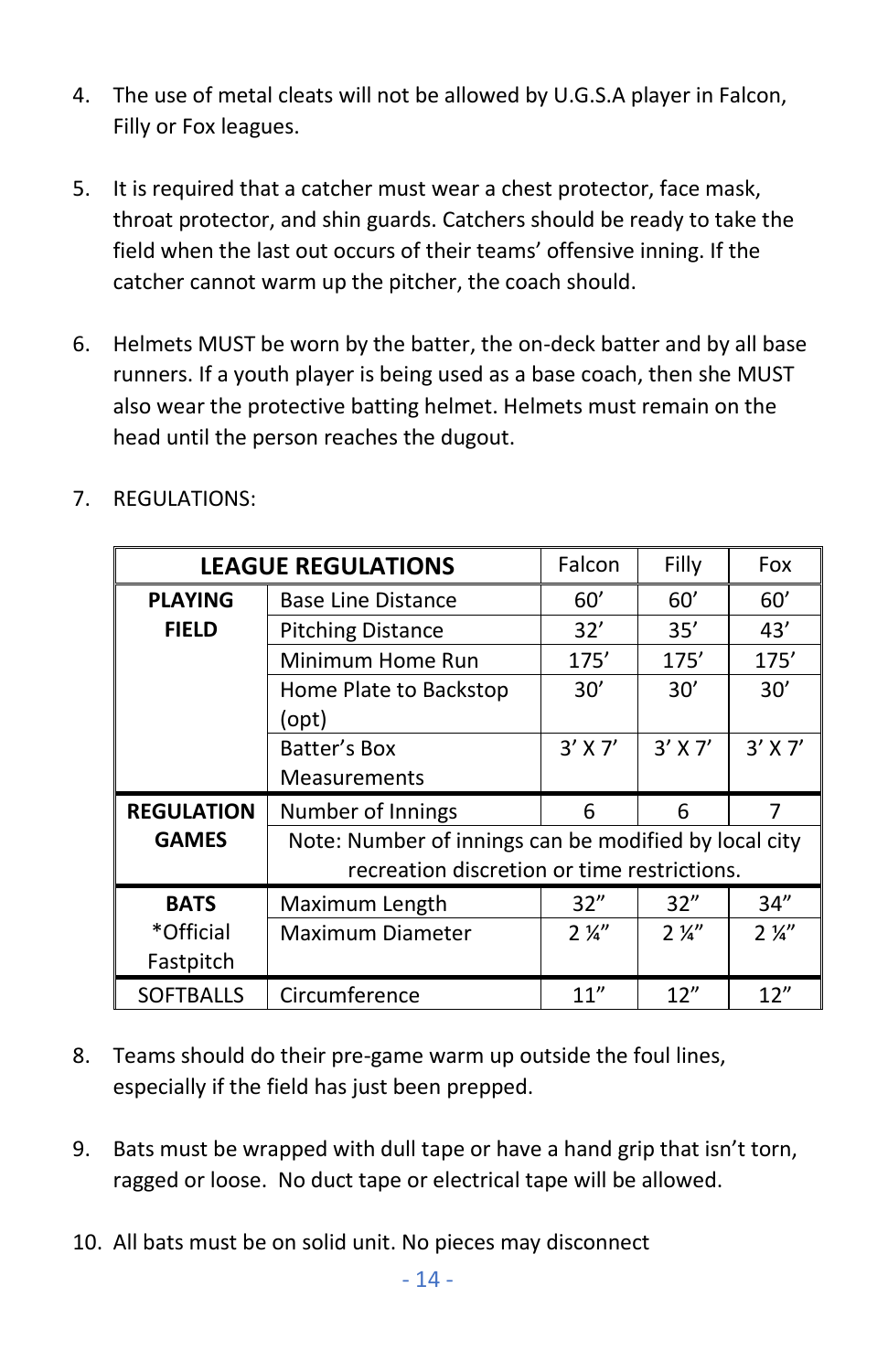4. The use of metal cleats will not be allowed by U.G.S.A player in Falcon, Filly or Fox leagues.

5. It is required that a catcher must wear a chest protector, face mask, throat protector, and shin guards. Catchers should be ready to take the field when the last out occurs of their teams' offensive inning. If the catcher cannot warm up the pitcher, the coach should.

6. Helmets MUST be worn by the batter, the on-deck batter and by all base runners. If a youth player is being used as a base coach, then she MUST also wear the protective batting helmet. Helmets must remain on the head until the person reaches the dugout.

7. REGULATIONS:

| **LEAGUE REGULATIONS** | | Falcon | Filly | Fox |
|---|---|---|---|---|
| **PLAYING FIELD** | Base Line Distance | 60' | 60' | 60' |
| | Pitching Distance | 32' | 35' | 43' |
| | Minimum Home Run | 175' | 175' | 175' |
| | Home Plate to Backstop (opt) | 30' | 30' | 30' |
| | Batter's Box Measurements | 3' X 7' | 3' X 7' | 3' X 7' |
| **REGULATION GAMES** | Number of Innings | 6 | 6 | 7 |
| | Note: Number of innings can be modified by local city recreation discretion or time restrictions. | | | |
| **BATS** *Official Fastpitch | Maximum Length | 32" | 32" | 34" |
| | Maximum Diameter | 2 ¼" | 2 ¼" | 2 ¼" |
| SOFTBALLS | Circumference | 11" | 12" | 12" |

8. Teams should do their pre-game warm up outside the foul lines, especially if the field has just been prepped.

9. Bats must be wrapped with dull tape or have a hand grip that isn't torn, ragged or loose. No duct tape or electrical tape will be allowed.

10. All bats must be on solid unit. No pieces may disconnect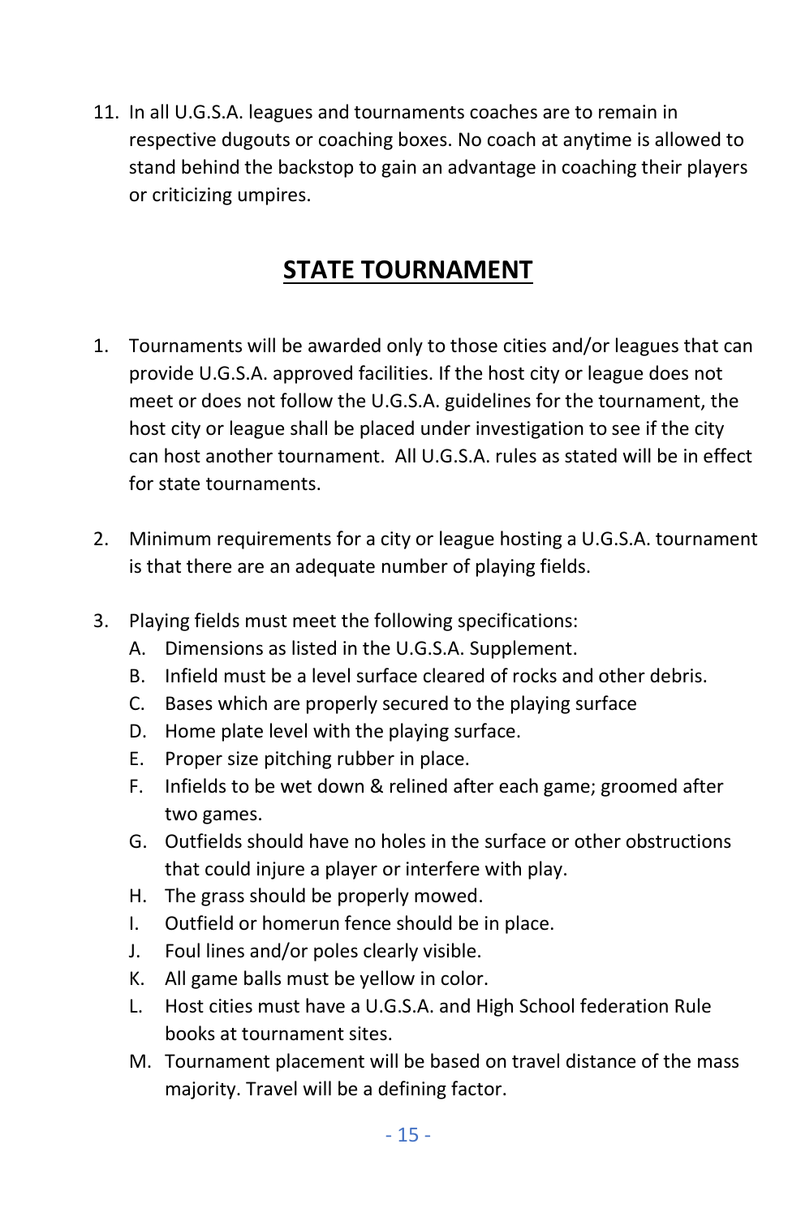11. In all U.G.S.A. leagues and tournaments coaches are to remain in respective dugouts or coaching boxes. No coach at anytime is allowed to stand behind the backstop to gain an advantage in coaching their players or criticizing umpires.

## STATE TOURNAMENT

1. Tournaments will be awarded only to those cities and/or leagues that can provide U.G.S.A. approved facilities. If the host city or league does not meet or does not follow the U.G.S.A. guidelines for the tournament, the host city or league shall be placed under investigation to see if the city can host another tournament. All U.G.S.A. rules as stated will be in effect for state tournaments.

2. Minimum requirements for a city or league hosting a U.G.S.A. tournament is that there are an adequate number of playing fields.

3. Playing fields must meet the following specifications:
   A. Dimensions as listed in the U.G.S.A. Supplement.
   B. Infield must be a level surface cleared of rocks and other debris.
   C. Bases which are properly secured to the playing surface
   D. Home plate level with the playing surface.
   E. Proper size pitching rubber in place.
   F. Infields to be wet down & relined after each game; groomed after two games.
   G. Outfields should have no holes in the surface or other obstructions that could injure a player or interfere with play.
   H. The grass should be properly mowed.
   I. Outfield or homerun fence should be in place.
   J. Foul lines and/or poles clearly visible.
   K. All game balls must be yellow in color.
   L. Host cities must have a U.G.S.A. and High School federation Rule books at tournament sites.
   M. Tournament placement will be based on travel distance of the mass majority. Travel will be a defining factor.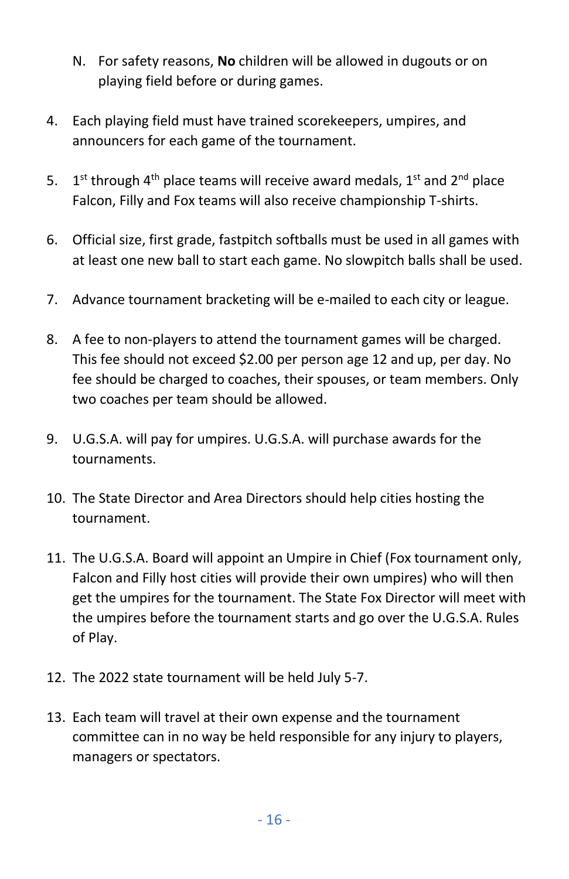N. For safety reasons, **No** children will be allowed in dugouts or on playing field before or during games.

4. Each playing field must have trained scorekeepers, umpires, and announcers for each game of the tournament.

5. 1st through 4th place teams will receive award medals, 1st and 2nd place Falcon, Filly and Fox teams will also receive championship T-shirts.

6. Official size, first grade, fastpitch softballs must be used in all games with at least one new ball to start each game. No slowpitch balls shall be used.

7. Advance tournament bracketing will be e-mailed to each city or league.

8. A fee to non-players to attend the tournament games will be charged. This fee should not exceed $2.00 per person age 12 and up, per day. No fee should be charged to coaches, their spouses, or team members. Only two coaches per team should be allowed.

9. U.G.S.A. will pay for umpires. U.G.S.A. will purchase awards for the tournaments.

10. The State Director and Area Directors should help cities hosting the tournament.

11. The U.G.S.A. Board will appoint an Umpire in Chief (Fox tournament only, Falcon and Filly host cities will provide their own umpires) who will then get the umpires for the tournament. The State Fox Director will meet with the umpires before the tournament starts and go over the U.G.S.A. Rules of Play.

12. The 2022 state tournament will be held July 5-7.

13. Each team will travel at their own expense and the tournament committee can in no way be held responsible for any injury to players, managers or spectators.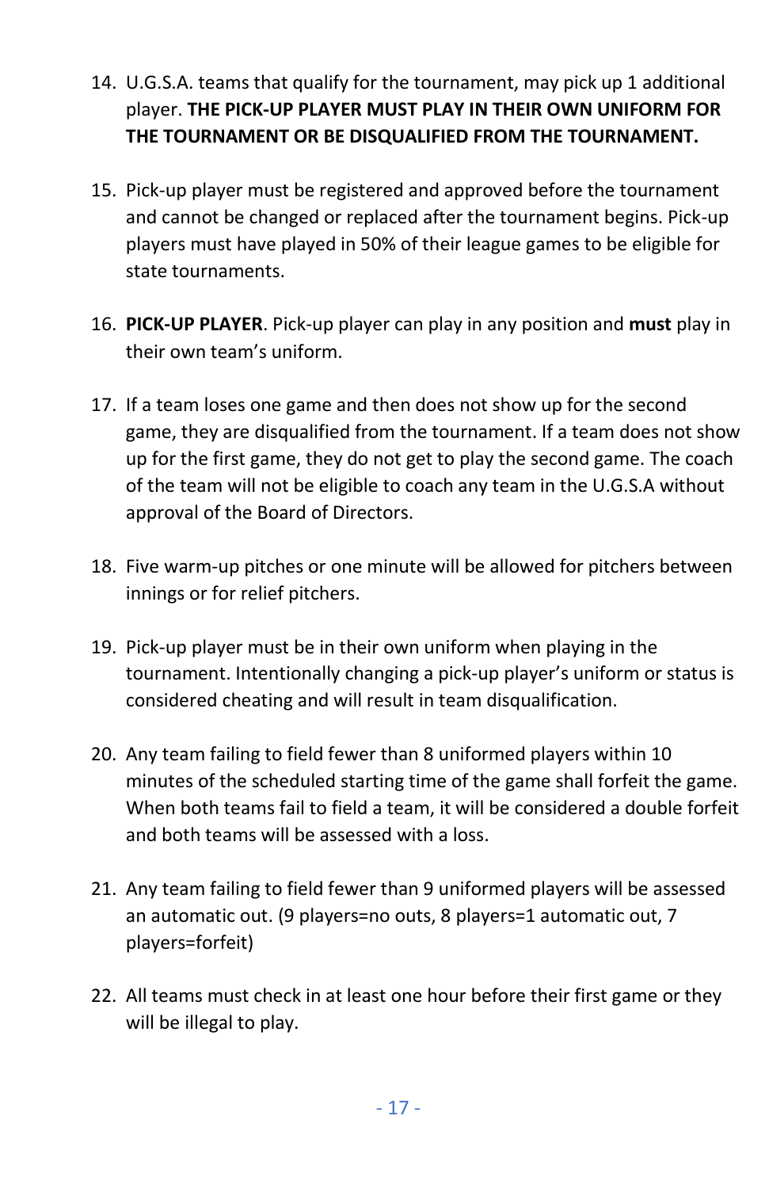14. U.G.S.A. teams that qualify for the tournament, may pick up 1 additional player. **THE PICK-UP PLAYER MUST PLAY IN THEIR OWN UNIFORM FOR THE TOURNAMENT OR BE DISQUALIFIED FROM THE TOURNAMENT.**

15. Pick-up player must be registered and approved before the tournament and cannot be changed or replaced after the tournament begins. Pick-up players must have played in 50% of their league games to be eligible for state tournaments.

16. **PICK-UP PLAYER**. Pick-up player can play in any position and **must** play in their own team's uniform.

17. If a team loses one game and then does not show up for the second game, they are disqualified from the tournament. If a team does not show up for the first game, they do not get to play the second game. The coach of the team will not be eligible to coach any team in the U.G.S.A without approval of the Board of Directors.

18. Five warm-up pitches or one minute will be allowed for pitchers between innings or for relief pitchers.

19. Pick-up player must be in their own uniform when playing in the tournament. Intentionally changing a pick-up player's uniform or status is considered cheating and will result in team disqualification.

20. Any team failing to field fewer than 8 uniformed players within 10 minutes of the scheduled starting time of the game shall forfeit the game. When both teams fail to field a team, it will be considered a double forfeit and both teams will be assessed with a loss.

21. Any team failing to field fewer than 9 uniformed players will be assessed an automatic out. (9 players=no outs, 8 players=1 automatic out, 7 players=forfeit)

22. All teams must check in at least one hour before their first game or they will be illegal to play.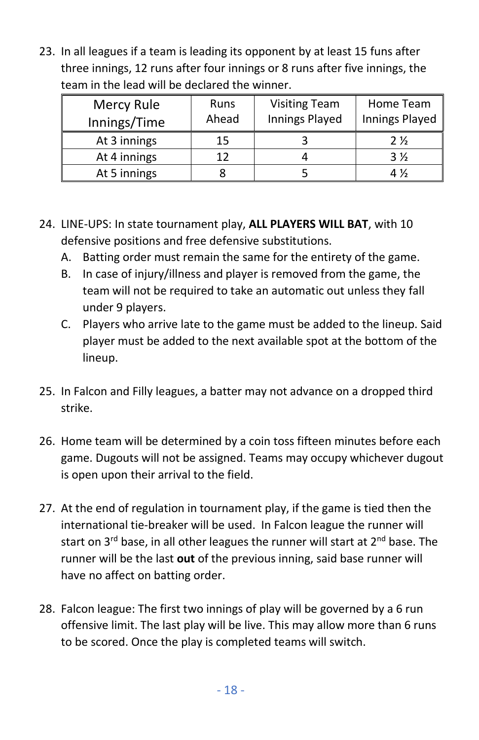23. In all leagues if a team is leading its opponent by at least 15 funs after three innings, 12 runs after four innings or 8 runs after five innings, the team in the lead will be declared the winner.

| Mercy Rule Innings/Time | Runs Ahead | Visiting Team Innings Played | Home Team Innings Played |
|---|---|---|---|
| At 3 innings | 15 | 3 | 2 ½ |
| At 4 innings | 12 | 4 | 3 ½ |
| At 5 innings | 8 | 5 | 4 ½ |

24. LINE-UPS: In state tournament play, **ALL PLAYERS WILL BAT**, with 10 defensive positions and free defensive substitutions.
    A. Batting order must remain the same for the entirety of the game.
    B. In case of injury/illness and player is removed from the game, the team will not be required to take an automatic out unless they fall under 9 players.
    C. Players who arrive late to the game must be added to the lineup. Said player must be added to the next available spot at the bottom of the lineup.

25. In Falcon and Filly leagues, a batter may not advance on a dropped third strike.

26. Home team will be determined by a coin toss fifteen minutes before each game. Dugouts will not be assigned. Teams may occupy whichever dugout is open upon their arrival to the field.

27. At the end of regulation in tournament play, if the game is tied then the international tie-breaker will be used. In Falcon league the runner will start on 3rd base, in all other leagues the runner will start at 2nd base. The runner will be the last **out** of the previous inning, said base runner will have no affect on batting order.

28. Falcon league: The first two innings of play will be governed by a 6 run offensive limit. The last play will be live. This may allow more than 6 runs to be scored. Once the play is completed teams will switch.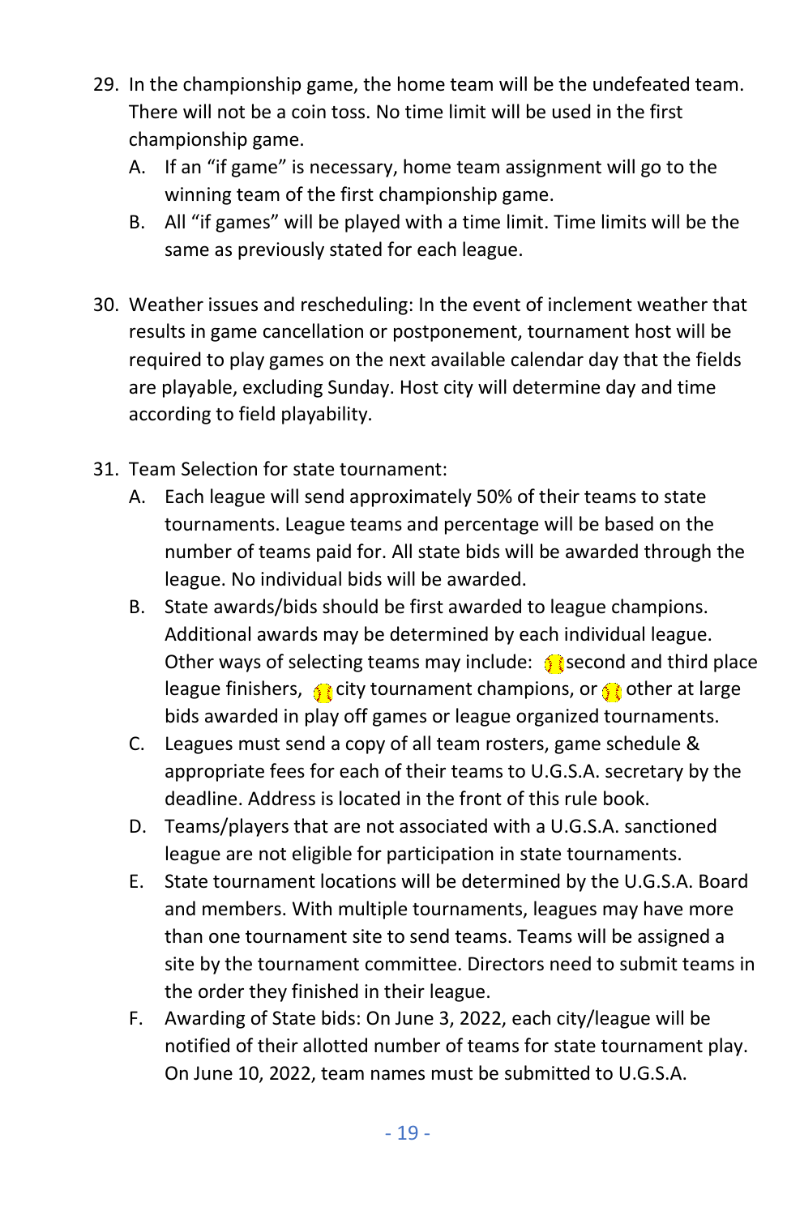29. In the championship game, the home team will be the undefeated team. There will not be a coin toss. No time limit will be used in the first championship game.
    A. If an "if game" is necessary, home team assignment will go to the winning team of the first championship game.
    B. All "if games" will be played with a time limit. Time limits will be the same as previously stated for each league.

30. Weather issues and rescheduling: In the event of inclement weather that results in game cancellation or postponement, tournament host will be required to play games on the next available calendar day that the fields are playable, excluding Sunday. Host city will determine day and time according to field playability.

31. Team Selection for state tournament:
    A. Each league will send approximately 50% of their teams to state tournaments. League teams and percentage will be based on the number of teams paid for. All state bids will be awarded through the league. No individual bids will be awarded.
    B. State awards/bids should be first awarded to league champions. Additional awards may be determined by each individual league. Other ways of selecting teams may include: second and third place league finishers, city tournament champions, or other at large bids awarded in play off games or league organized tournaments.
    C. Leagues must send a copy of all team rosters, game schedule & appropriate fees for each of their teams to U.G.S.A. secretary by the deadline. Address is located in the front of this rule book.
    D. Teams/players that are not associated with a U.G.S.A. sanctioned league are not eligible for participation in state tournaments.
    E. State tournament locations will be determined by the U.G.S.A. Board and members. With multiple tournaments, leagues may have more than one tournament site to send teams. Teams will be assigned a site by the tournament committee. Directors need to submit teams in the order they finished in their league.
    F. Awarding of State bids: On June 3, 2022, each city/league will be notified of their allotted number of teams for state tournament play. On June 10, 2022, team names must be submitted to U.G.S.A.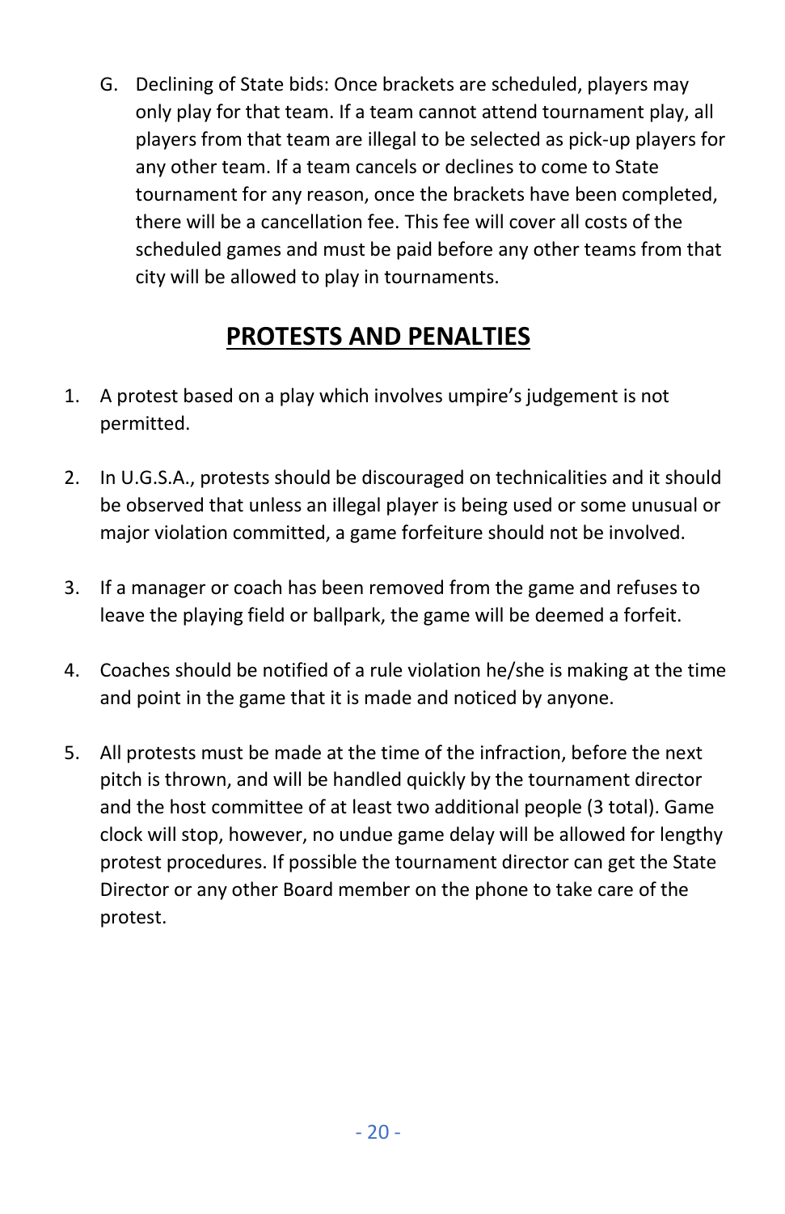G. Declining of State bids: Once brackets are scheduled, players may only play for that team. If a team cannot attend tournament play, all players from that team are illegal to be selected as pick-up players for any other team. If a team cancels or declines to come to State tournament for any reason, once the brackets have been completed, there will be a cancellation fee. This fee will cover all costs of the scheduled games and must be paid before any other teams from that city will be allowed to play in tournaments.

## PROTESTS AND PENALTIES

1. A protest based on a play which involves umpire's judgement is not permitted.

2. In U.G.S.A., protests should be discouraged on technicalities and it should be observed that unless an illegal player is being used or some unusual or major violation committed, a game forfeiture should not be involved.

3. If a manager or coach has been removed from the game and refuses to leave the playing field or ballpark, the game will be deemed a forfeit.

4. Coaches should be notified of a rule violation he/she is making at the time and point in the game that it is made and noticed by anyone.

5. All protests must be made at the time of the infraction, before the next pitch is thrown, and will be handled quickly by the tournament director and the host committee of at least two additional people (3 total). Game clock will stop, however, no undue game delay will be allowed for lengthy protest procedures. If possible the tournament director can get the State Director or any other Board member on the phone to take care of the protest.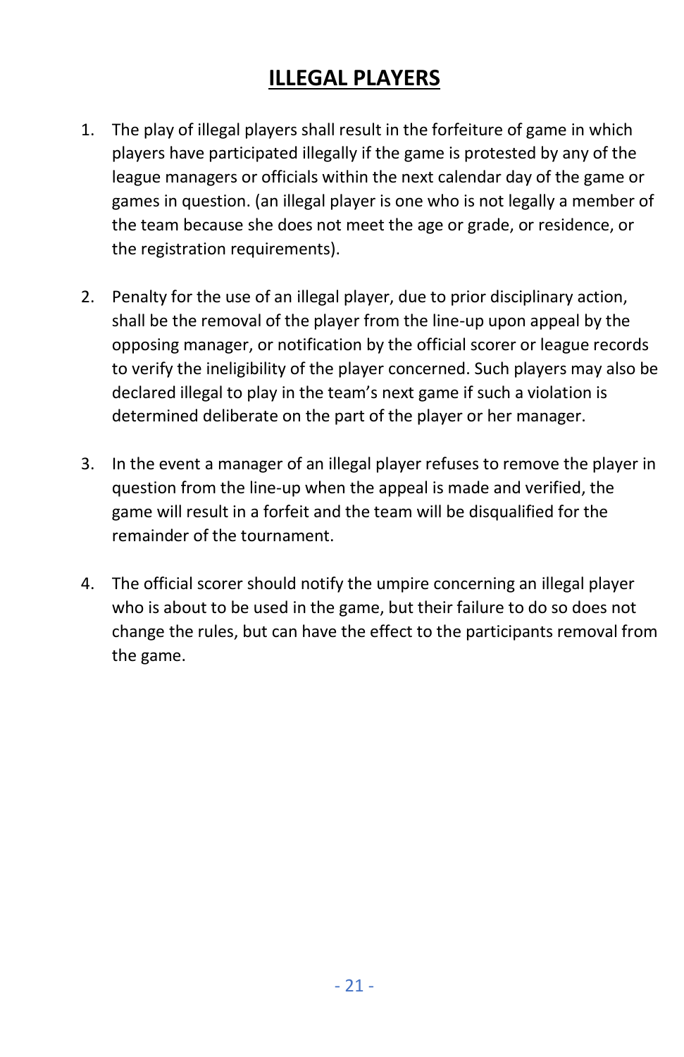# ILLEGAL PLAYERS

1. The play of illegal players shall result in the forfeiture of game in which players have participated illegally if the game is protested by any of the league managers or officials within the next calendar day of the game or games in question. (an illegal player is one who is not legally a member of the team because she does not meet the age or grade, or residence, or the registration requirements).

2. Penalty for the use of an illegal player, due to prior disciplinary action, shall be the removal of the player from the line-up upon appeal by the opposing manager, or notification by the official scorer or league records to verify the ineligibility of the player concerned. Such players may also be declared illegal to play in the team's next game if such a violation is determined deliberate on the part of the player or her manager.

3. In the event a manager of an illegal player refuses to remove the player in question from the line-up when the appeal is made and verified, the game will result in a forfeit and the team will be disqualified for the remainder of the tournament.

4. The official scorer should notify the umpire concerning an illegal player who is about to be used in the game, but their failure to do so does not change the rules, but can have the effect to the participants removal from the game.